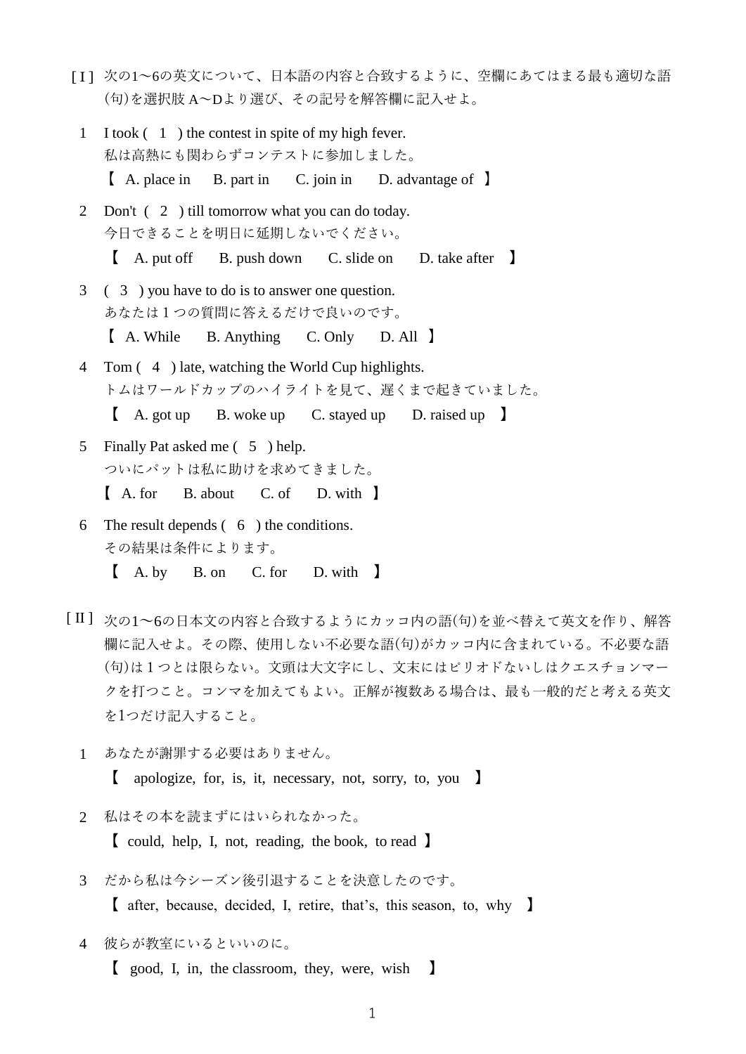[ I ] 次の1〜6の英文について、日本語の内容と合致するように、空欄にあてはまる最も適切な語(句)を選択肢 A〜Dより選び、その記号を解答欄に記入せよ。

1　I took ( 1 ) the contest in spite of my high fever.
　私は高熱にも関わらずコンテストに参加しました。
　【 A. place in　B. part in　C. join in　D. advantage of 】

2　Don't ( 2 ) till tomorrow what you can do today.
　今日できることを明日に延期しないでください。
　【 A. put off　B. push down　C. slide on　D. take after 】

3　( 3 ) you have to do is to answer one question.
　あなたは１つの質問に答えるだけで良いのです。
　【 A. While　B. Anything　C. Only　D. All 】

4　Tom ( 4 ) late, watching the World Cup highlights.
　トムはワールドカップのハイライトを見て、遅くまで起きていました。
　【 A. got up　B. woke up　C. stayed up　D. raised up 】

5　Finally Pat asked me ( 5 ) help.
　ついにパットは私に助けを求めてきました。
　【 A. for　B. about　C. of　D. with 】

6　The result depends ( 6 ) the conditions.
　その結果は条件によります。
　【 A. by　B. on　C. for　D. with 】

[ II ] 次の1〜6の日本文の内容と合致するようにカッコ内の語(句)を並べ替えて英文を作り、解答欄に記入せよ。その際、使用しない不必要な語(句)がカッコ内に含まれている。不必要な語(句)は１つとは限らない。文頭は大文字にし、文末にはピリオドないしはクエスチョンマークを打つこと。コンマを加えてもよい。正解が複数ある場合は、最も一般的だと考える英文を1つだけ記入すること。

1　あなたが謝罪する必要はありません。
　【 apologize, for, is, it, necessary, not, sorry, to, you 】

2　私はその本を読まずにはいられなかった。
　【 could, help, I, not, reading, the book, to read 】

3　だから私は今シーズン後引退することを決意したのです。
　【 after, because, decided, I, retire, that's, this season, to, why 】

4　彼らが教室にいるといいのに。
　【 good, I, in, the classroom, they, were, wish 】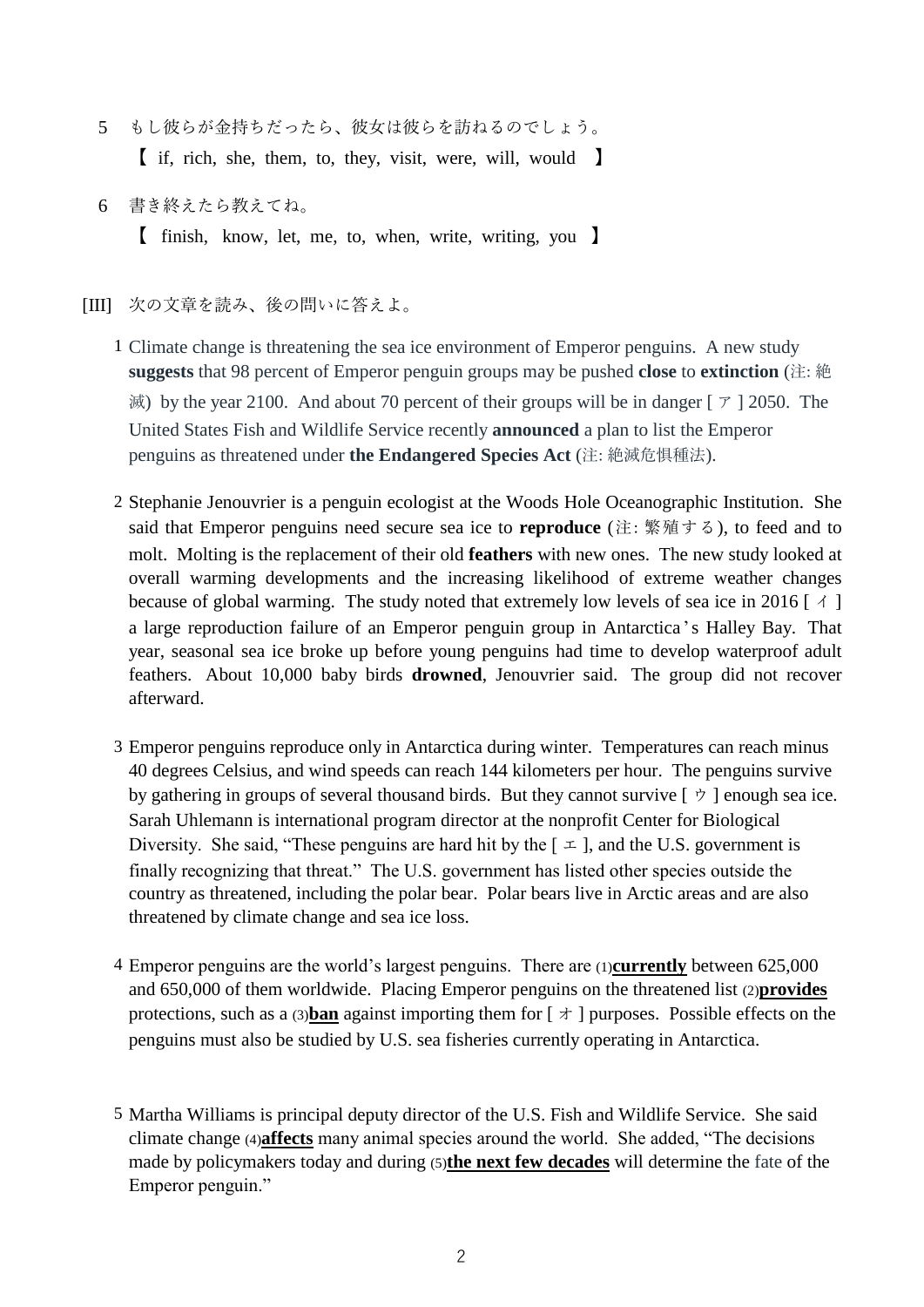5 もし彼らが金持ちだったら、彼女は彼らを訪ねるのでしょう。

【 if, rich, she, them, to, they, visit, were, will, would 】

6 書き終えたら教えてね。

【 finish, know, let, me, to, when, write, writing, you 】

[III] 次の文章を読み、後の問いに答えよ。

1 Climate change is threatening the sea ice environment of Emperor penguins. A new study **suggests** that 98 percent of Emperor penguin groups may be pushed **close** to **extinction** (注: 絶滅) by the year 2100. And about 70 percent of their groups will be in danger [ ア ] 2050. The United States Fish and Wildlife Service recently **announced** a plan to list the Emperor penguins as threatened under **the Endangered Species Act** (注: 絶滅危惧種法).

2 Stephanie Jenouvrier is a penguin ecologist at the Woods Hole Oceanographic Institution. She said that Emperor penguins need secure sea ice to **reproduce** (注: 繁殖する), to feed and to molt. Molting is the replacement of their old **feathers** with new ones. The new study looked at overall warming developments and the increasing likelihood of extreme weather changes because of global warming. The study noted that extremely low levels of sea ice in 2016 [ イ ] a large reproduction failure of an Emperor penguin group in Antarctica's Halley Bay. That year, seasonal sea ice broke up before young penguins had time to develop waterproof adult feathers. About 10,000 baby birds **drowned**, Jenouvrier said. The group did not recover afterward.

3 Emperor penguins reproduce only in Antarctica during winter. Temperatures can reach minus 40 degrees Celsius, and wind speeds can reach 144 kilometers per hour. The penguins survive by gathering in groups of several thousand birds. But they cannot survive [ ウ ] enough sea ice. Sarah Uhlemann is international program director at the nonprofit Center for Biological Diversity. She said, "These penguins are hard hit by the [ エ ], and the U.S. government is finally recognizing that threat." The U.S. government has listed other species outside the country as threatened, including the polar bear. Polar bears live in Arctic areas and are also threatened by climate change and sea ice loss.

4 Emperor penguins are the world's largest penguins. There are (1)<u>**currently**</u> between 625,000 and 650,000 of them worldwide. Placing Emperor penguins on the threatened list (2)<u>**provides**</u> protections, such as a (3)<u>**ban**</u> against importing them for [ オ ] purposes. Possible effects on the penguins must also be studied by U.S. sea fisheries currently operating in Antarctica.

5 Martha Williams is principal deputy director of the U.S. Fish and Wildlife Service. She said climate change (4)<u>**affects**</u> many animal species around the world. She added, "The decisions made by policymakers today and during (5)<u>**the next few decades**</u> will determine the fate of the Emperor penguin."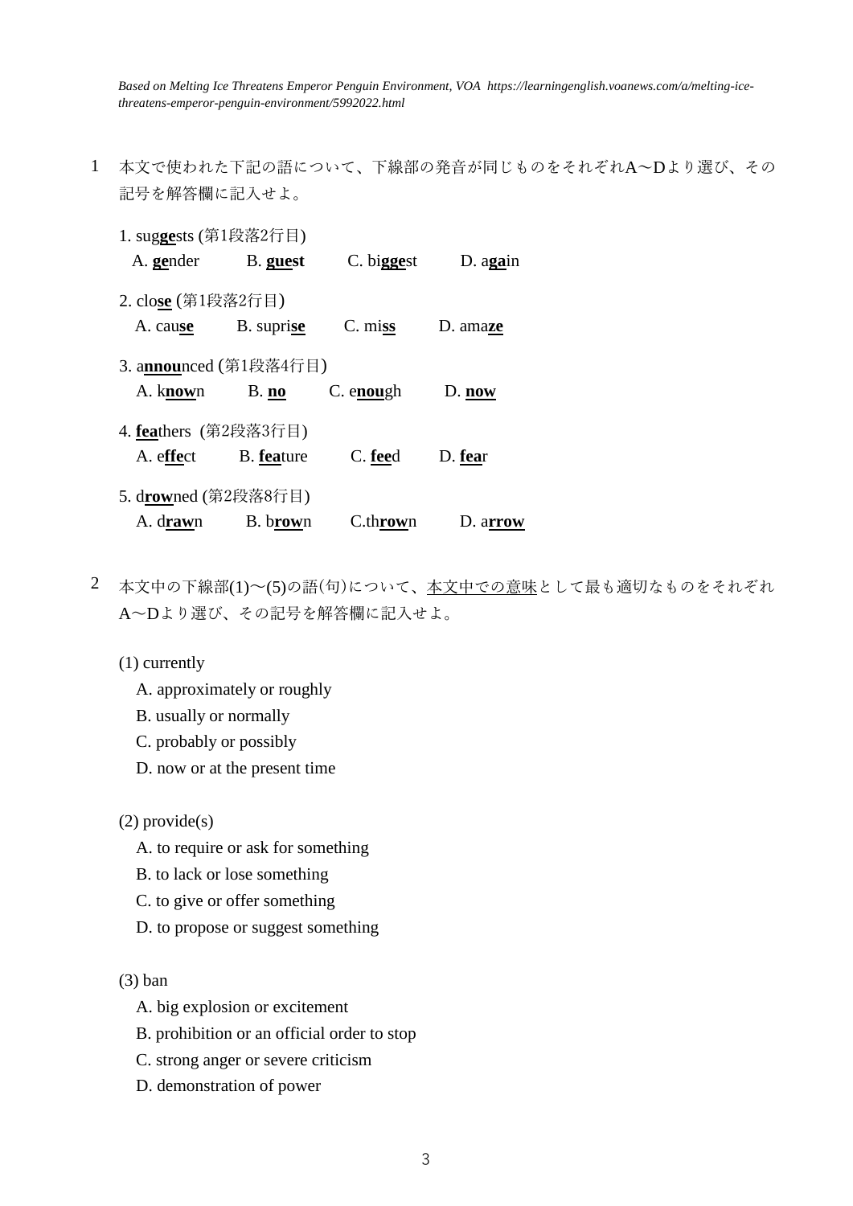*Based on Melting Ice Threatens Emperor Penguin Environment, VOA https://learningenglish.voanews.com/a/melting-ice-threatens-emperor-penguin-environment/5992022.html*

1　本文で使われた下記の語について、下線部の発音が同じものをそれぞれA～Dより選び、その記号を解答欄に記入せよ。

1. sug**<u>ge</u>**sts (第1段落2行目)
   A. **<u>ge</u>**nder　B. **<u>gue</u>st**　C. bi**<u>gge</u>**st　D. a**<u>ga</u>**in

2. clo**<u>se</u>** (第1段落2行目)
   A. cau**<u>se</u>**　B. supri**<u>se</u>**　C. mi**<u>ss</u>**　D. ama**<u>ze</u>**

3. a**<u>nnou</u>**nced (第1段落4行目)
   A. k**<u>now</u>**n　B. **<u>no</u>**　C. e**<u>nou</u>**gh　D. **<u>now</u>**

4. **<u>fea</u>**thers (第2段落3行目)
   A. e**<u>ffe</u>**ct　B. **<u>fea</u>**ture　C. **<u>fee</u>**d　D. **<u>fea</u>**r

5. d**<u>row</u>**ned (第2段落8行目)
   A. d**<u>raw</u>**n　B. b**<u>row</u>**n　C.th**<u>row</u>**n　D. a**<u>rrow</u>**

2　本文中の下線部(1)～(5)の語(句)について、<u>本文中での意味</u>として最も適切なものをそれぞれA～Dより選び、その記号を解答欄に記入せよ。

(1) currently
   A. approximately or roughly
   B. usually or normally
   C. probably or possibly
   D. now or at the present time

(2) provide(s)
   A. to require or ask for something
   B. to lack or lose something
   C. to give or offer something
   D. to propose or suggest something

(3) ban
   A. big explosion or excitement
   B. prohibition or an official order to stop
   C. strong anger or severe criticism
   D. demonstration of power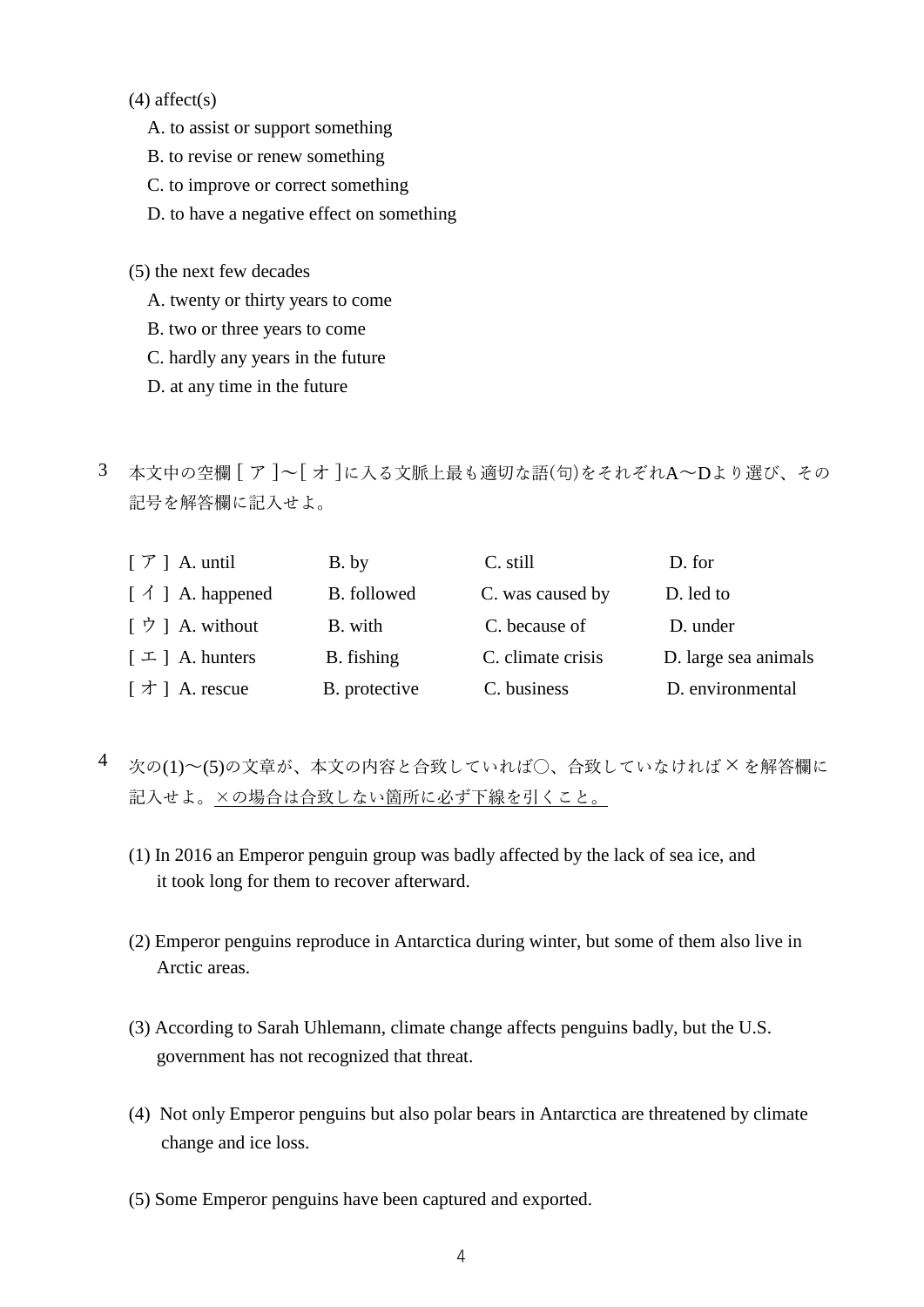(4) affect(s)

A. to assist or support something

B. to revise or renew something

C. to improve or correct something

D. to have a negative effect on something

(5) the next few decades

A. twenty or thirty years to come

B. two or three years to come

C. hardly any years in the future

D. at any time in the future

3　本文中の空欄 [ ア ]～[ オ ]に入る文脈上最も適切な語(句)をそれぞれA～Dより選び、その記号を解答欄に記入せよ。

| | | | | |
|---|---|---|---|---|
| [ ア ] | A. until | B. by | C. still | D. for |
| [ イ ] | A. happened | B. followed | C. was caused by | D. led to |
| [ ウ ] | A. without | B. with | C. because of | D. under |
| [ エ ] | A. hunters | B. fishing | C. climate crisis | D. large sea animals |
| [ オ ] | A. rescue | B. protective | C. business | D. environmental |

4　次の(1)～(5)の文章が、本文の内容と合致していれば○、合致していなければ×を解答欄に記入せよ。<u>×の場合は合致しない箇所に必ず下線を引くこと。</u>

(1) In 2016 an Emperor penguin group was badly affected by the lack of sea ice, and it took long for them to recover afterward.

(2) Emperor penguins reproduce in Antarctica during winter, but some of them also live in Arctic areas.

(3) According to Sarah Uhlemann, climate change affects penguins badly, but the U.S. government has not recognized that threat.

(4) Not only Emperor penguins but also polar bears in Antarctica are threatened by climate change and ice loss.

(5) Some Emperor penguins have been captured and exported.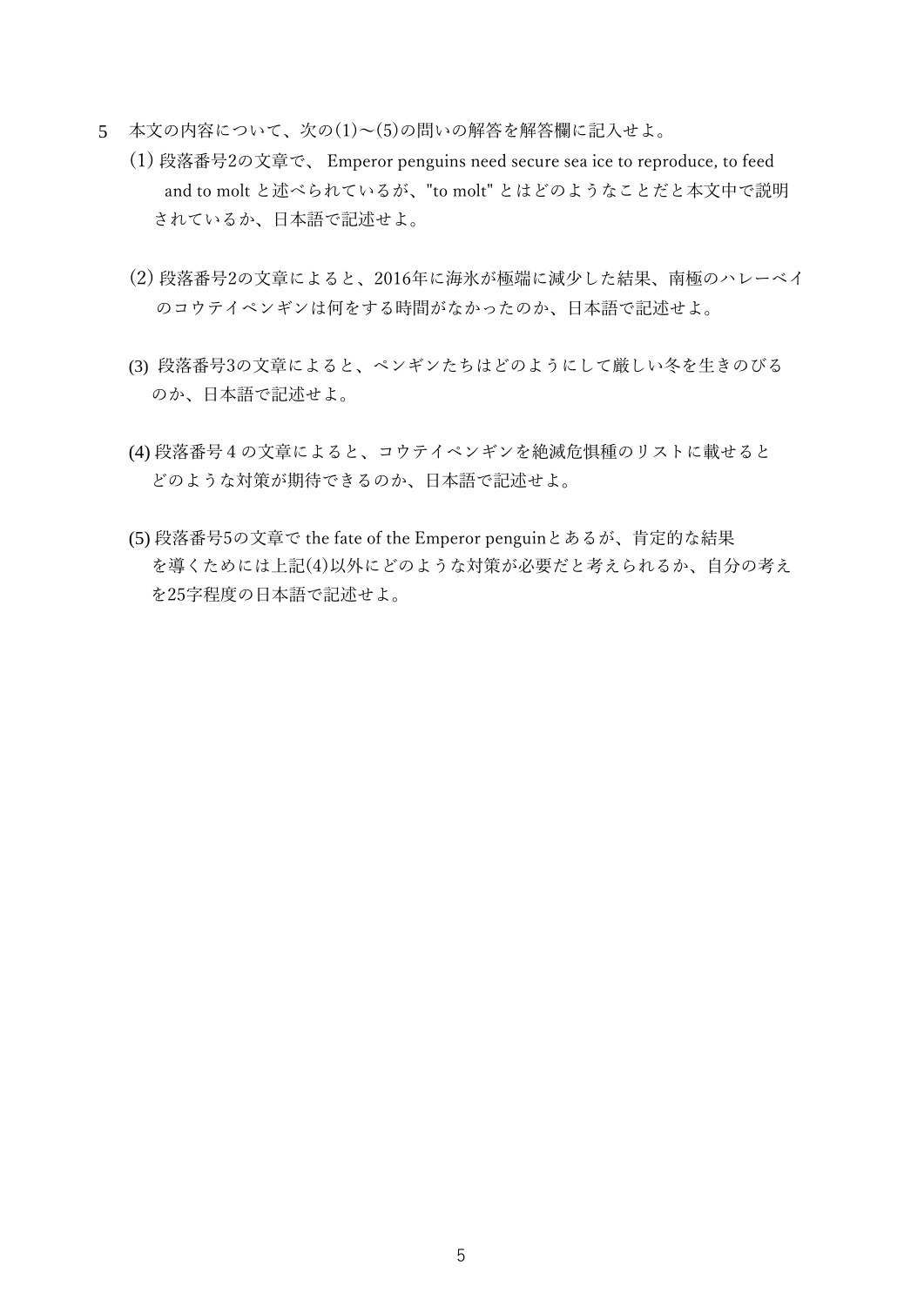5　本文の内容について、次の(1)～(5)の問いの解答を解答欄に記入せよ。

(1) 段落番号2の文章で、 Emperor penguins need secure sea ice to reproduce, to feed and to molt と述べられているが、"to molt" とはどのようなことだと本文中で説明されているか、日本語で記述せよ。

(2) 段落番号2の文章によると、2016年に海氷が極端に減少した結果、南極のハレーベイのコウテイペンギンは何をする時間がなかったのか、日本語で記述せよ。

(3) 段落番号3の文章によると、ペンギンたちはどのようにして厳しい冬を生きのびるのか、日本語で記述せよ。

(4) 段落番号４の文章によると、コウテイペンギンを絶滅危惧種のリストに載せるとどのような対策が期待できるのか、日本語で記述せよ。

(5) 段落番号5の文章で the fate of the Emperor penguinとあるが、肯定的な結果を導くためには上記(4)以外にどのような対策が必要だと考えられるか、自分の考えを25字程度の日本語で記述せよ。